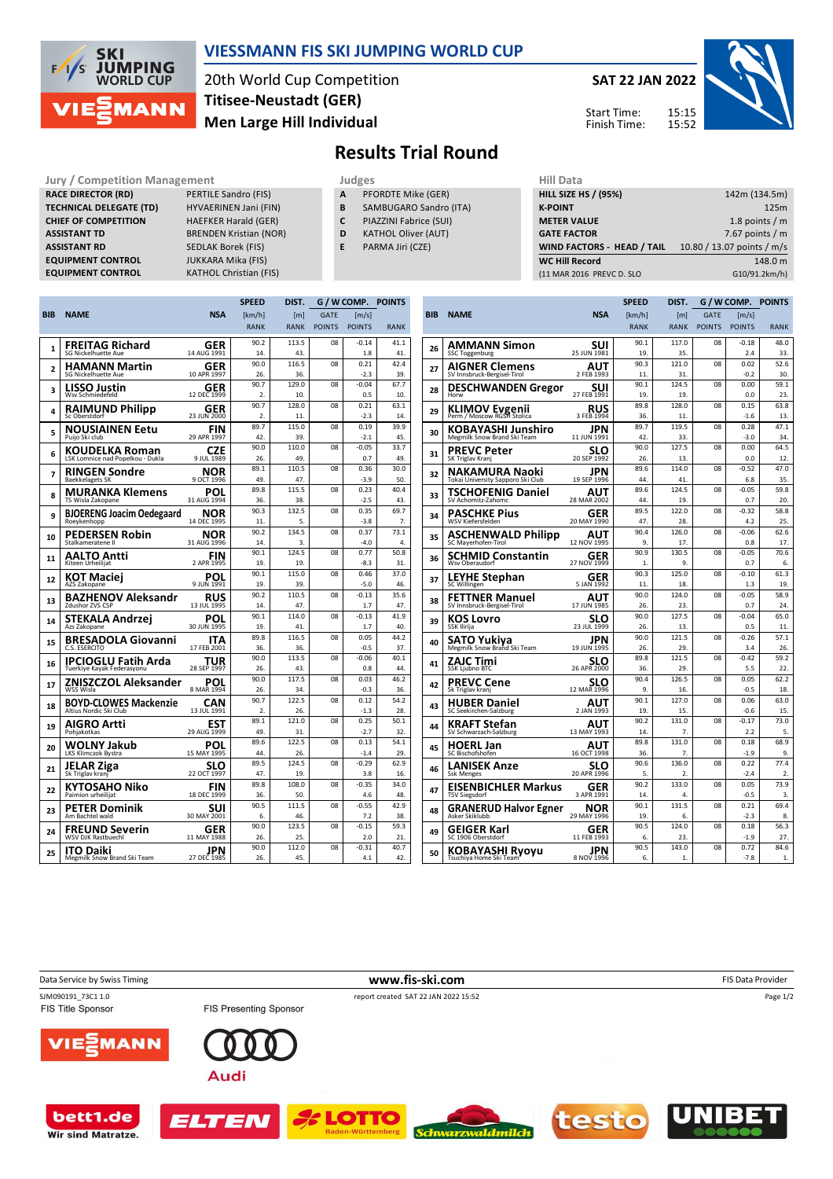# VIESSMANN FIS SKI JUMPING WORLD CUP

20th World Cup Competition
Titisee-Neustadt (GER)
Men Large Hill Individual

SAT 22 JAN 2022

Start Time: 15:15
Finish Time: 15:52

## Results Trial Round

| Jury / Competition Management | |
|---|---|
| RACE DIRECTOR (RD) | PERTILE Sandro (FIS) |
| TECHNICAL DELEGATE (TD) | HYVAERINEN Jani (FIN) |
| CHIEF OF COMPETITION | HAEFKER Harald (GER) |
| ASSISTANT TD | BRENDEN Kristian (NOR) |
| ASSISTANT RD | SEDLAK Borek (FIS) |
| EQUIPMENT CONTROL | JUKKARA Mika (FIS) |
| EQUIPMENT CONTROL | KATHOL Christian (FIS) |

| Judges | |
|---|---|
| A | PFORDTE Mike (GER) |
| B | SAMBUGARO Sandro (ITA) |
| C | PIAZZINI Fabrice (SUI) |
| D | KATHOL Oliver (AUT) |
| E | PARMA Jiri (CZE) |

| Hill Data | |
|---|---|
| HILL SIZE HS / (95%) | 142m (134.5m) |
| K-POINT | 125m |
| METER VALUE | 1.8 points / m |
| GATE FACTOR | 7.67 points / m |
| WIND FACTORS - HEAD / TAIL | 10.80 / 13.07 points / m/s |
| WC Hill Record | 148.0 m |
| (11 MAR 2016 PREVC D. SLO | G10/91.2km/h) |

| BIB | NAME | NSA | SPEED [km/h] | SPEED RANK | DIST. [m] | DIST. RANK | GATE | GATE POINTS | WIND [m/s] | WIND POINTS | POINTS | RANK |
|---|---|---|---|---|---|---|---|---|---|---|---|---|
| 1 | FREITAG Richard<br>SG Nickelhuette Aue | GER<br>14 AUG 1991 | 90.2 | 14. | 113.5 | 43. | 08 | | -0.14 | 1.8 | 41.1 | 41. |
| 2 | HAMANN Martin<br>SG Nickelhuette Aue | GER<br>10 APR 1997 | 90.0 | 26. | 116.5 | 36. | 08 | | 0.21 | -2.3 | 42.4 | 39. |
| 3 | LISSO Justin<br>Wsv Schmiedefeld | GER<br>12 DEC 1999 | 90.7 | 2. | 129.0 | 10. | 08 | | -0.04 | 0.5 | 67.7 | 10. |
| 4 | RAIMUND Philipp<br>Sc Oberstdorf | GER<br>23 JUN 2000 | 90.7 | 2. | 128.0 | 11. | 08 | | 0.21 | -2.3 | 63.1 | 14. |
| 5 | NOUSIAINEN Eetu<br>Puijo Ski club | FIN<br>29 APR 1997 | 89.7 | 42. | 115.0 | 39. | 08 | | 0.19 | -2.1 | 39.9 | 45. |
| 6 | KOUDELKA Roman<br>LSK Lomnice nad Popelkou - Dukla | CZE<br>9 JUL 1989 | 90.0 | 26. | 110.0 | 49. | 08 | | -0.05 | 0.7 | 33.7 | 49. |
| 7 | RINGEN Sondre<br>Baekkelagets SK | NOR<br>9 OCT 1996 | 89.1 | 49. | 110.5 | 47. | 08 | | 0.36 | -3.9 | 30.0 | 50. |
| 8 | MURANKA Klemens<br>TS Wisla Zakopane | POL<br>31 AUG 1994 | 89.8 | 36. | 115.5 | 38. | 08 | | 0.23 | -2.5 | 40.4 | 43. |
| 9 | BJOERENG Joacim Oedegaard<br>Roeykenhopp | NOR<br>14 DEC 1995 | 90.3 | 11. | 132.5 | 5. | 08 | | 0.35 | -3.8 | 69.7 | 7. |
| 10 | PEDERSEN Robin<br>Stalkameratene II | NOR<br>31 AUG 1996 | 90.2 | 14. | 134.5 | 3. | 08 | | 0.37 | -4.0 | 73.1 | 4. |
| 11 | AALTO Antti<br>Kiteen Urheilijat | FIN<br>2 APR 1995 | 90.1 | 19. | 124.5 | 19. | 08 | | 0.77 | -8.3 | 50.8 | 31. |
| 12 | KOT Maciej<br>AZS Zakopane | POL<br>9 JUN 1991 | 90.1 | 19. | 115.0 | 39. | 08 | | 0.46 | -5.0 | 37.0 | 46. |
| 13 | BAZHENOV Aleksandr<br>Zdushor ZVS CSP | RUS<br>13 JUL 1995 | 90.2 | 14. | 110.5 | 47. | 08 | | -0.13 | 1.7 | 35.6 | 47. |
| 14 | STEKALA Andrzej<br>Azs Zakopane | POL<br>30 JUN 1995 | 90.1 | 19. | 114.0 | 41. | 08 | | -0.13 | 1.7 | 41.9 | 40. |
| 15 | BRESADOLA Giovanni<br>C.S. ESERCITO | ITA<br>17 FEB 2001 | 89.8 | 36. | 116.5 | 36. | 08 | | 0.05 | -0.5 | 44.2 | 37. |
| 16 | IPCIOGLU Fatih Arda<br>Tuerkiye Kayak Federasyonu | TUR<br>28 SEP 1997 | 90.0 | 26. | 113.5 | 43. | 08 | | -0.06 | 0.8 | 40.1 | 44. |
| 17 | ZNISZCZOL Aleksander<br>WSS Wisla | POL<br>8 MAR 1994 | 90.0 | 26. | 117.5 | 34. | 08 | | 0.03 | -0.3 | 46.2 | 36. |
| 18 | BOYD-CLOWES Mackenzie<br>Altius Nordic Ski Club | CAN<br>13 JUL 1991 | 90.7 | 2. | 122.5 | 26. | 08 | | 0.12 | -1.3 | 54.2 | 28. |
| 19 | AIGRO Artti<br>Pohjakotkas | EST<br>29 AUG 1999 | 89.1 | 49. | 121.0 | 31. | 08 | | 0.25 | -2.7 | 50.1 | 32. |
| 20 | WOLNY Jakub<br>LKS Klimczok Bystra | POL<br>15 MAY 1995 | 89.6 | 44. | 122.5 | 26. | 08 | | 0.13 | -1.4 | 54.1 | 29. |
| 21 | JELAR Ziga<br>Sk Triglav kranj | SLO<br>22 OCT 1997 | 89.5 | 47. | 124.5 | 19. | 08 | | -0.29 | 3.8 | 62.9 | 16. |
| 22 | KYTOSAHO Niko<br>Paimion urheilijat | FIN<br>18 DEC 1999 | 89.8 | 36. | 108.0 | 50. | 08 | | -0.35 | 4.6 | 34.0 | 48. |
| 23 | PETER Dominik<br>Am Bachtel wald | SUI<br>30 MAY 2001 | 90.5 | 6. | 111.5 | 46. | 08 | | -0.55 | 7.2 | 42.9 | 38. |
| 24 | FREUND Severin<br>WSV DJK Rastbuechl | GER<br>11 MAY 1988 | 90.0 | 26. | 123.5 | 25. | 08 | | -0.15 | 2.0 | 59.3 | 21. |
| 25 | ITO Daiki<br>Megmilk Snow Brand Ski Team | JPN<br>27 DEC 1985 | 90.0 | 26. | 112.0 | 45. | 08 | | -0.31 | 4.1 | 40.7 | 42. |
| 26 | AMMANN Simon<br>SSC Toggenburg | SUI<br>25 JUN 1981 | 90.1 | 19. | 117.0 | 35. | 08 | | -0.18 | 2.4 | 48.0 | 33. |
| 27 | AIGNER Clemens<br>SV Innsbruck-Bergisel-Tirol | AUT<br>2 FEB 1993 | 90.3 | 11. | 121.0 | 31. | 08 | | 0.02 | -0.2 | 52.6 | 30. |
| 28 | DESCHWANDEN Gregor<br>Horw | SUI<br>27 FEB 1991 | 90.1 | 19. | 124.5 | 19. | 08 | | 0.00 | 0.0 | 59.1 | 23. |
| 29 | KLIMOV Evgenii<br>Perm / Moscow RGSH Stolica | RUS<br>3 FEB 1994 | 89.8 | 36. | 128.0 | 11. | 08 | | 0.15 | -1.6 | 63.8 | 13. |
| 30 | KOBAYASHI Junshiro<br>Megmilk Snow Brand Ski Team | JPN<br>11 JUN 1991 | 89.7 | 42. | 119.5 | 33. | 08 | | 0.28 | -3.0 | 47.1 | 34. |
| 31 | PREVC Peter<br>SK Triglav Kranj | SLO<br>20 SEP 1992 | 90.0 | 26. | 127.5 | 13. | 08 | | 0.00 | 0.0 | 64.5 | 12. |
| 32 | NAKAMURA Naoki<br>Tokai University Sapporo Ski Club | JPN<br>19 SEP 1996 | 89.6 | 44. | 114.0 | 41. | 08 | | -0.52 | 6.8 | 47.0 | 35. |
| 33 | TSCHOFENIG Daniel<br>SV Achomitz-Zahomc | AUT<br>28 MAR 2002 | 89.6 | 44. | 124.5 | 19. | 08 | | -0.05 | 0.7 | 59.8 | 20. |
| 34 | PASCHKE Pius<br>WSV Kiefersfelden | GER<br>20 MAY 1990 | 89.5 | 47. | 122.0 | 28. | 08 | | -0.32 | 4.2 | 58.8 | 25. |
| 35 | ASCHENWALD Philipp<br>SC Mayerhofen-Tirol | AUT<br>12 NOV 1995 | 90.4 | 9. | 126.0 | 17. | 08 | | -0.06 | 0.8 | 62.6 | 17. |
| 36 | SCHMID Constantin<br>Wsv Oberaudorf | GER<br>27 NOV 1999 | 90.9 | 1. | 130.5 | 9. | 08 | | -0.05 | 0.7 | 70.6 | 6. |
| 37 | LEYHE Stephan<br>SC Willingen | GER<br>5 JAN 1992 | 90.3 | 11. | 125.0 | 18. | 08 | | -0.10 | 1.3 | 61.3 | 19. |
| 38 | FETTNER Manuel<br>SV Innsbruck-Bergisel-Tirol | AUT<br>17 JUN 1985 | 90.0 | 26. | 124.0 | 23. | 08 | | -0.05 | 0.7 | 58.9 | 24. |
| 39 | KOS Lovro<br>SSK Ilirija | SLO<br>23 JUL 1999 | 90.0 | 26. | 127.5 | 13. | 08 | | -0.04 | 0.5 | 65.0 | 11. |
| 40 | SATO Yukiya<br>Megmilk Snow Brand Ski Team | JPN<br>19 JUN 1995 | 90.0 | 26. | 121.5 | 29. | 08 | | -0.26 | 3.4 | 57.1 | 26. |
| 41 | ZAJC Timi<br>SSK Ljubno BTC | SLO<br>26 APR 2000 | 89.8 | 36. | 121.5 | 29. | 08 | | -0.42 | 5.5 | 59.2 | 22. |
| 42 | PREVC Cene<br>Sk Triglav kranj | SLO<br>12 MAR 1996 | 90.4 | 9. | 126.5 | 16. | 08 | | 0.05 | -0.5 | 62.2 | 18. |
| 43 | HUBER Daniel<br>SC Seekirchen-Salzburg | AUT<br>2 JAN 1993 | 90.1 | 19. | 127.0 | 15. | 08 | | 0.06 | -0.6 | 63.0 | 15. |
| 44 | KRAFT Stefan<br>SV Schwarzach-Salzburg | AUT<br>13 MAY 1993 | 90.2 | 14. | 131.0 | 7. | 08 | | -0.17 | 2.2 | 73.0 | 5. |
| 45 | HOERL Jan<br>SC Bischofshofen | AUT<br>16 OCT 1998 | 89.8 | 36. | 131.0 | 7. | 08 | | 0.18 | -1.9 | 68.9 | 9. |
| 46 | LANISEK Anze<br>Ssk Menges | SLO<br>20 APR 1996 | 90.6 | 5. | 136.0 | 2. | 08 | | 0.22 | -2.4 | 77.4 | 2. |
| 47 | EISENBICHLER Markus<br>TSV Siegsdorf | GER<br>3 APR 1991 | 90.2 | 14. | 133.0 | 4. | 08 | | 0.05 | -0.5 | 73.9 | 3. |
| 48 | GRANERUD Halvor Egner<br>Asker Skiklubb | NOR<br>29 MAY 1996 | 90.1 | 19. | 131.5 | 6. | 08 | | 0.21 | -2.3 | 69.4 | 8. |
| 49 | GEIGER Karl<br>SC 1906 Oberstdorf | GER<br>11 FEB 1993 | 90.5 | 6. | 124.0 | 23. | 08 | | 0.18 | -1.9 | 56.3 | 27. |
| 50 | KOBAYASHI Ryoyu<br>Tsuchiya Home Ski Team | JPN<br>8 NOV 1996 | 90.5 | 6. | 143.0 | 1. | 08 | | 0.72 | -7.8 | 84.6 | 1. |

Data Service by Swiss Timing — www.fis-ski.com — FIS Data Provider

SJM090191_73C1 1.0 — report created SAT 22 JAN 2022 15:52

FIS Title Sponsor — FIS Presenting Sponsor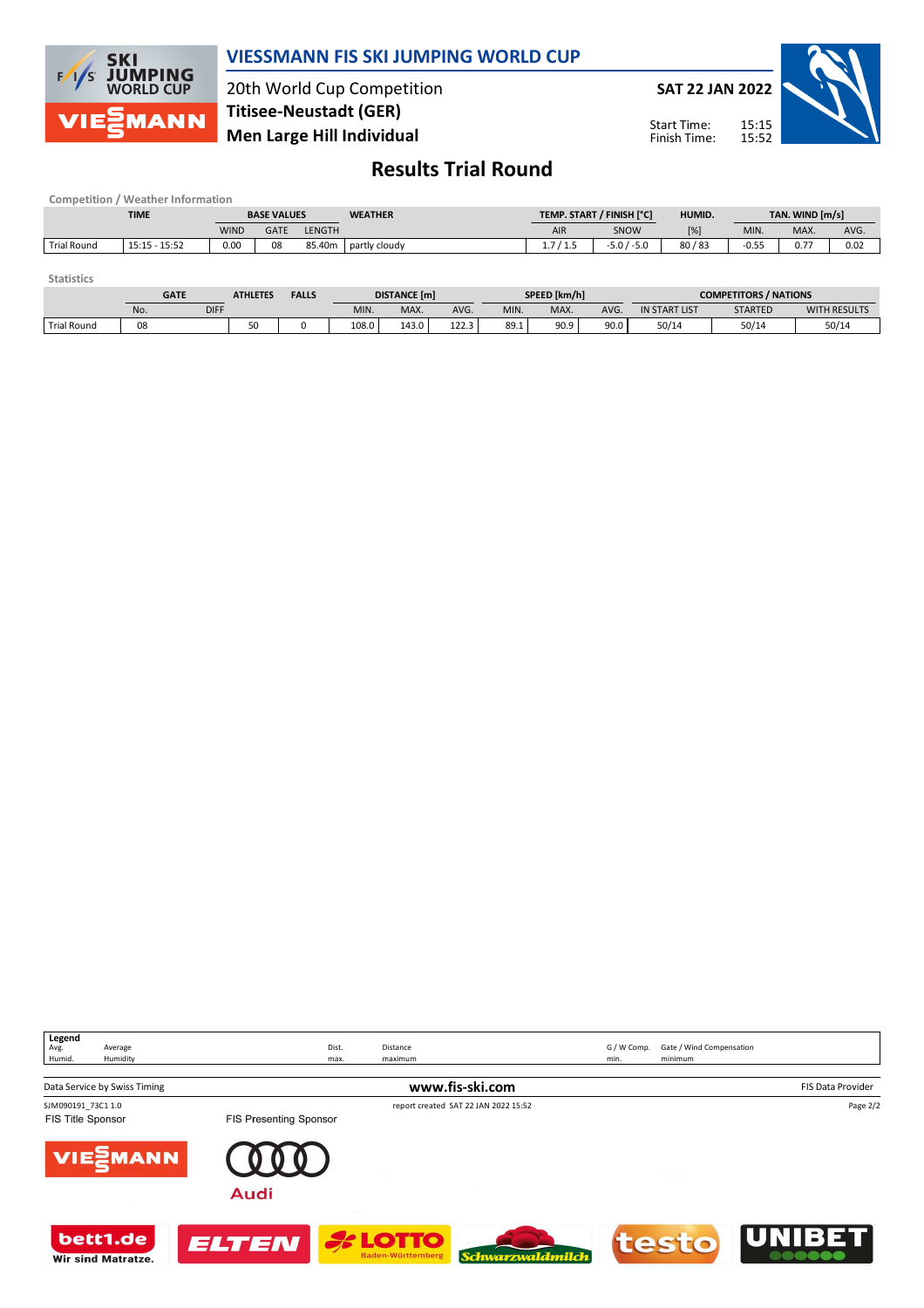# VIESSMANN FIS SKI JUMPING WORLD CUP

20th World Cup Competition
**Titisee-Neustadt (GER)**
**Men Large Hill Individual**

**SAT 22 JAN 2022**

Start Time: 15:15
Finish Time: 15:52

## Results Trial Round

Competition / Weather Information

| | TIME | BASE VALUES | | | WEATHER | TEMP. START / FINISH [°C] | | HUMID. | TAN. WIND [m/s] | | |
|---|---|---|---|---|---|---|---|---|---|---|---|
| | | WIND | GATE | LENGTH | | AIR | SNOW | [%] | MIN. | MAX. | AVG. |
| Trial Round | 15:15 - 15:52 | 0.00 | 08 | 85.40m | partly cloudy | 1.7 / 1.5 | -5.0 / -5.0 | 80 / 83 | -0.55 | 0.77 | 0.02 |

Statistics

| | GATE | | ATHLETES | FALLS | DISTANCE [m] | | | SPEED [km/h] | | | COMPETITORS / NATIONS | | |
|---|---|---|---|---|---|---|---|---|---|---|---|---|---|
| | No. | DIFF | | | MIN. | MAX. | AVG. | MIN. | MAX. | AVG. | IN START LIST | STARTED | WITH RESULTS |
| Trial Round | 08 | | 50 | 0 | 108.0 | 143.0 | 122.3 | 89.1 | 90.9 | 90.0 | 50/14 | 50/14 | 50/14 |

**Legend**

| | | | | | |
|---|---|---|---|---|---|
| Avg. | Average | Dist. | Distance | G / W Comp. | Gate / Wind Compensation |
| Humid. | Humidity | max. | maximum | min. | minimum |

Data Service by Swiss Timing — www.fis-ski.com — FIS Data Provider

SJM090191_73C1 1.0 — report created SAT 22 JAN 2022 15:52

FIS Title Sponsor — FIS Presenting Sponsor